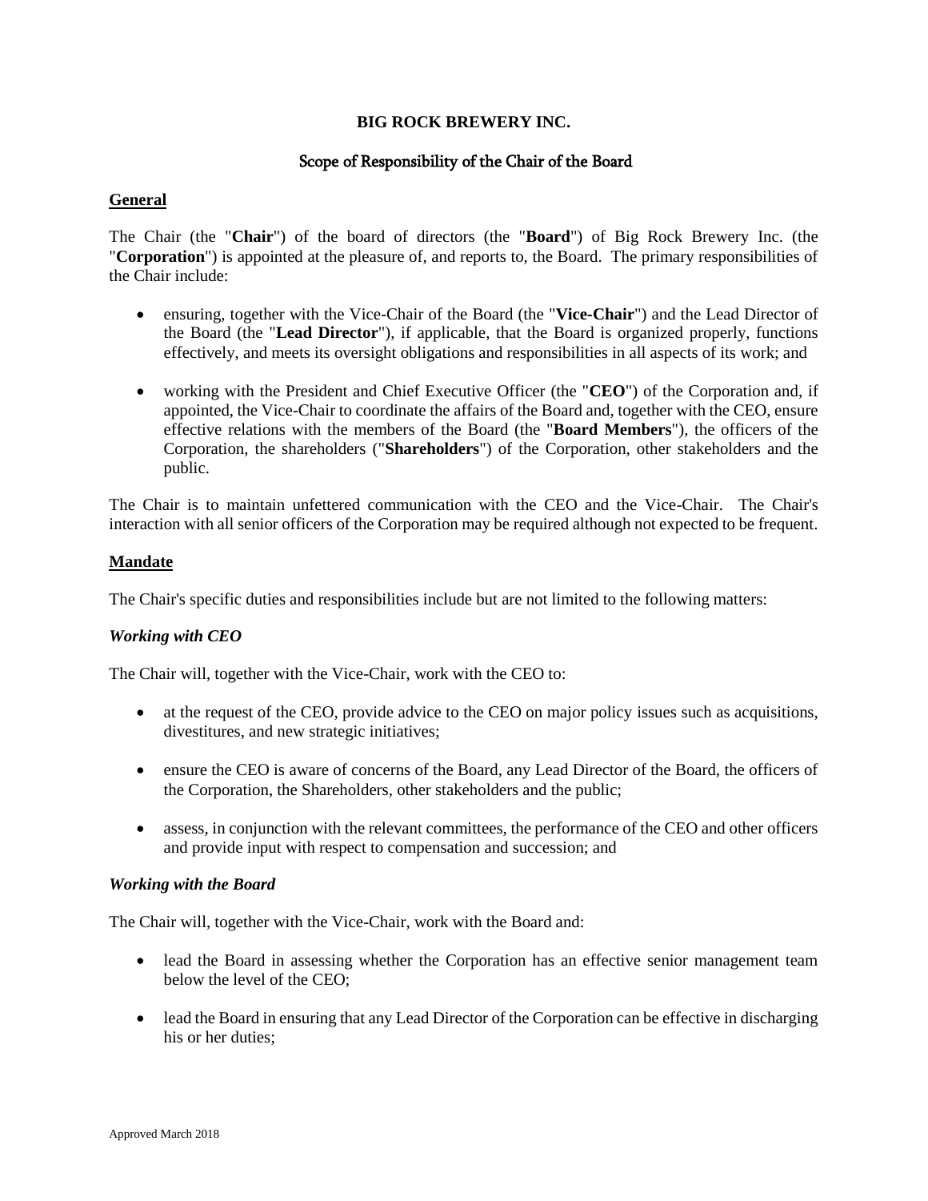# BIG ROCK BREWERY INC.

## Scope of Responsibility of the Chair of the Board

### General

The Chair (the "**Chair**") of the board of directors (the "**Board**") of Big Rock Brewery Inc. (the "**Corporation**") is appointed at the pleasure of, and reports to, the Board. The primary responsibilities of the Chair include:

- ensuring, together with the Vice-Chair of the Board (the "**Vice-Chair**") and the Lead Director of the Board (the "**Lead Director**"), if applicable, that the Board is organized properly, functions effectively, and meets its oversight obligations and responsibilities in all aspects of its work; and
- working with the President and Chief Executive Officer (the "**CEO**") of the Corporation and, if appointed, the Vice-Chair to coordinate the affairs of the Board and, together with the CEO, ensure effective relations with the members of the Board (the "**Board Members**"), the officers of the Corporation, the shareholders ("**Shareholders**") of the Corporation, other stakeholders and the public.

The Chair is to maintain unfettered communication with the CEO and the Vice-Chair. The Chair's interaction with all senior officers of the Corporation may be required although not expected to be frequent.

### Mandate

The Chair's specific duties and responsibilities include but are not limited to the following matters:

#### *Working with CEO*

The Chair will, together with the Vice-Chair, work with the CEO to:

- at the request of the CEO, provide advice to the CEO on major policy issues such as acquisitions, divestitures, and new strategic initiatives;
- ensure the CEO is aware of concerns of the Board, any Lead Director of the Board, the officers of the Corporation, the Shareholders, other stakeholders and the public;
- assess, in conjunction with the relevant committees, the performance of the CEO and other officers and provide input with respect to compensation and succession; and

#### *Working with the Board*

The Chair will, together with the Vice-Chair, work with the Board and:

- lead the Board in assessing whether the Corporation has an effective senior management team below the level of the CEO;
- lead the Board in ensuring that any Lead Director of the Corporation can be effective in discharging his or her duties;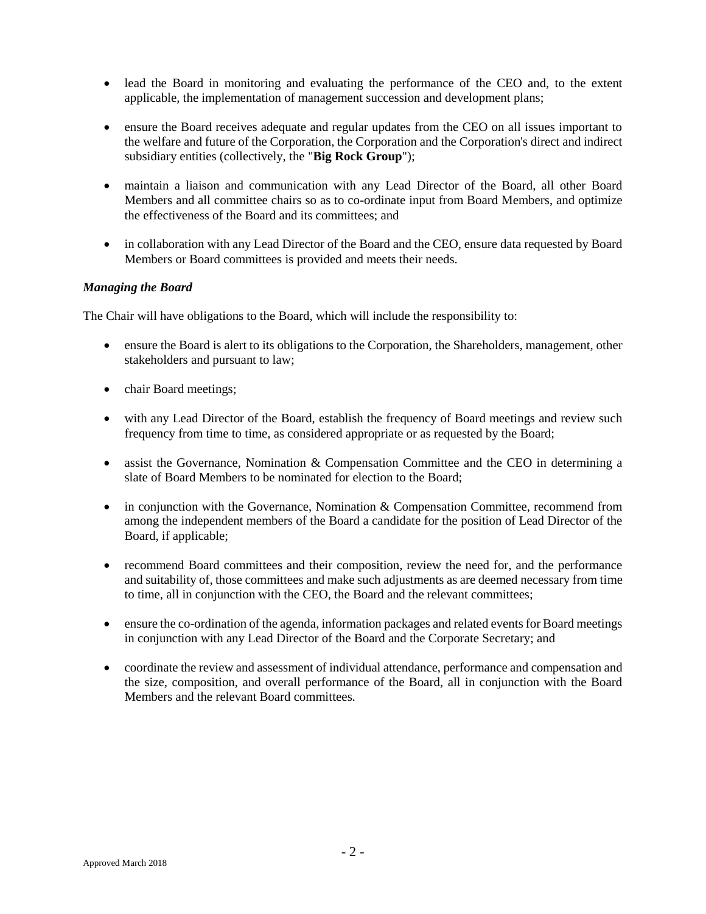- lead the Board in monitoring and evaluating the performance of the CEO and, to the extent applicable, the implementation of management succession and development plans;

- ensure the Board receives adequate and regular updates from the CEO on all issues important to the welfare and future of the Corporation, the Corporation and the Corporation's direct and indirect subsidiary entities (collectively, the "**Big Rock Group**");

- maintain a liaison and communication with any Lead Director of the Board, all other Board Members and all committee chairs so as to co-ordinate input from Board Members, and optimize the effectiveness of the Board and its committees; and

- in collaboration with any Lead Director of the Board and the CEO, ensure data requested by Board Members or Board committees is provided and meets their needs.

***Managing the Board***

The Chair will have obligations to the Board, which will include the responsibility to:

- ensure the Board is alert to its obligations to the Corporation, the Shareholders, management, other stakeholders and pursuant to law;

- chair Board meetings;

- with any Lead Director of the Board, establish the frequency of Board meetings and review such frequency from time to time, as considered appropriate or as requested by the Board;

- assist the Governance, Nomination & Compensation Committee and the CEO in determining a slate of Board Members to be nominated for election to the Board;

- in conjunction with the Governance, Nomination & Compensation Committee, recommend from among the independent members of the Board a candidate for the position of Lead Director of the Board, if applicable;

- recommend Board committees and their composition, review the need for, and the performance and suitability of, those committees and make such adjustments as are deemed necessary from time to time, all in conjunction with the CEO, the Board and the relevant committees;

- ensure the co-ordination of the agenda, information packages and related events for Board meetings in conjunction with any Lead Director of the Board and the Corporate Secretary; and

- coordinate the review and assessment of individual attendance, performance and compensation and the size, composition, and overall performance of the Board, all in conjunction with the Board Members and the relevant Board committees.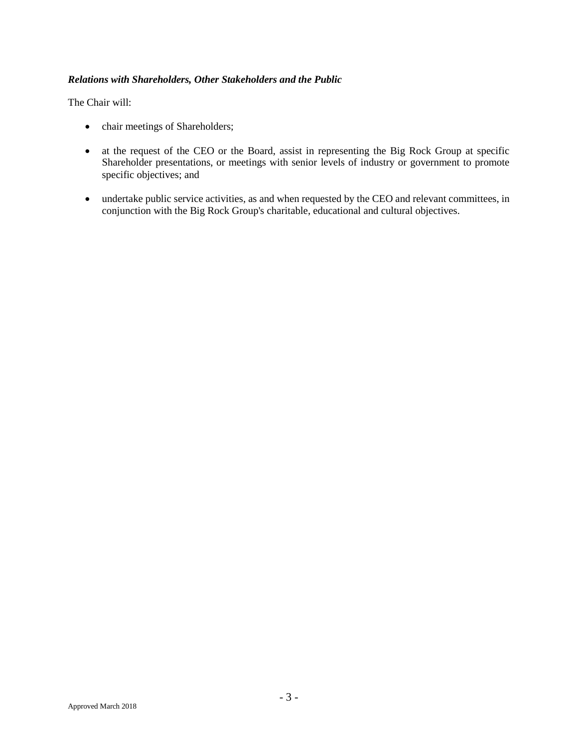***Relations with Shareholders, Other Stakeholders and the Public***

The Chair will:

- chair meetings of Shareholders;
- at the request of the CEO or the Board, assist in representing the Big Rock Group at specific Shareholder presentations, or meetings with senior levels of industry or government to promote specific objectives; and
- undertake public service activities, as and when requested by the CEO and relevant committees, in conjunction with the Big Rock Group's charitable, educational and cultural objectives.